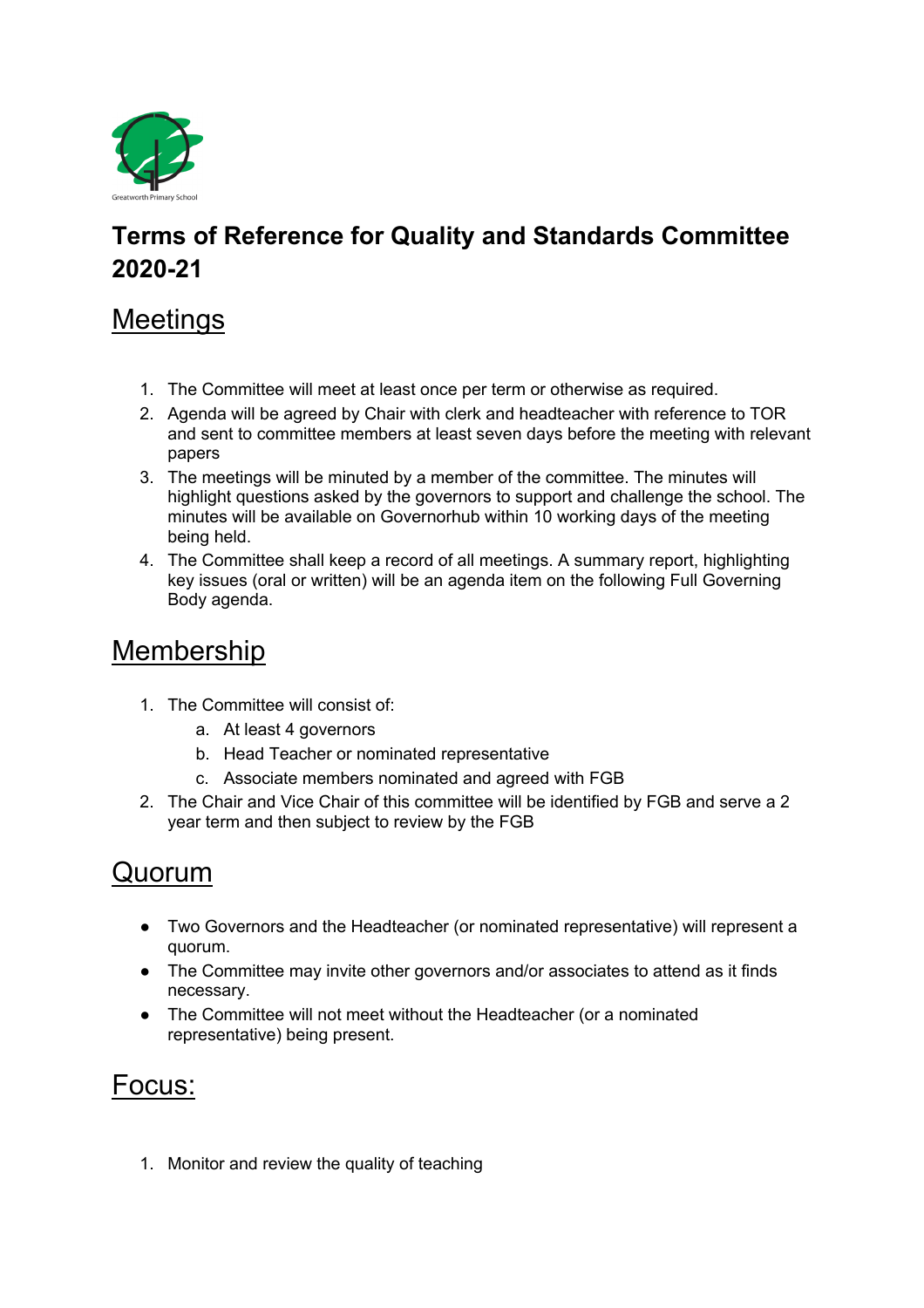Greatworth Primary School

# Terms of Reference for Quality and Standards Committee 2020-21

## Meetings

1. The Committee will meet at least once per term or otherwise as required.
2. Agenda will be agreed by Chair with clerk and headteacher with reference to TOR and sent to committee members at least seven days before the meeting with relevant papers
3. The meetings will be minuted by a member of the committee. The minutes will highlight questions asked by the governors to support and challenge the school. The minutes will be available on Governorhub within 10 working days of the meeting being held.
4. The Committee shall keep a record of all meetings. A summary report, highlighting key issues (oral or written) will be an agenda item on the following Full Governing Body agenda.

## Membership

1. The Committee will consist of:
   a. At least 4 governors
   b. Head Teacher or nominated representative
   c. Associate members nominated and agreed with FGB
2. The Chair and Vice Chair of this committee will be identified by FGB and serve a 2 year term and then subject to review by the FGB

## Quorum

- Two Governors and the Headteacher (or nominated representative) will represent a quorum.
- The Committee may invite other governors and/or associates to attend as it finds necessary.
- The Committee will not meet without the Headteacher (or a nominated representative) being present.

## Focus:

1. Monitor and review the quality of teaching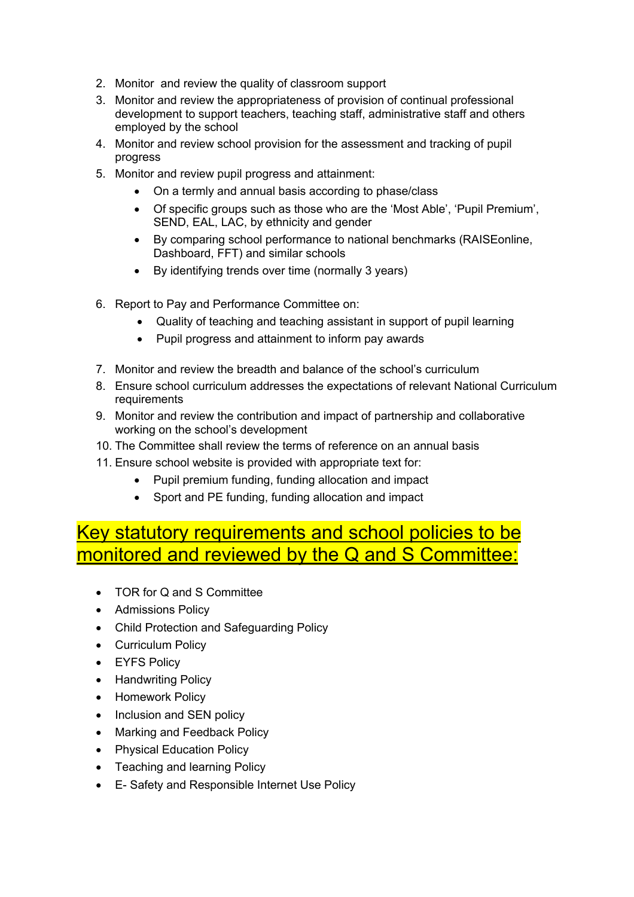2. Monitor and review the quality of classroom support
3. Monitor and review the appropriateness of provision of continual professional development to support teachers, teaching staff, administrative staff and others employed by the school
4. Monitor and review school provision for the assessment and tracking of pupil progress
5. Monitor and review pupil progress and attainment:
    - On a termly and annual basis according to phase/class
    - Of specific groups such as those who are the 'Most Able', 'Pupil Premium', SEND, EAL, LAC, by ethnicity and gender
    - By comparing school performance to national benchmarks (RAISEonline, Dashboard, FFT) and similar schools
    - By identifying trends over time (normally 3 years)

6. Report to Pay and Performance Committee on:
    - Quality of teaching and teaching assistant in support of pupil learning
    - Pupil progress and attainment to inform pay awards

7. Monitor and review the breadth and balance of the school's curriculum
8. Ensure school curriculum addresses the expectations of relevant National Curriculum requirements
9. Monitor and review the contribution and impact of partnership and collaborative working on the school's development
10. The Committee shall review the terms of reference on an annual basis
11. Ensure school website is provided with appropriate text for:
    - Pupil premium funding, funding allocation and impact
    - Sport and PE funding, funding allocation and impact

## Key statutory requirements and school policies to be monitored and reviewed by the Q and S Committee:

- TOR for Q and S Committee
- Admissions Policy
- Child Protection and Safeguarding Policy
- Curriculum Policy
- EYFS Policy
- Handwriting Policy
- Homework Policy
- Inclusion and SEN policy
- Marking and Feedback Policy
- Physical Education Policy
- Teaching and learning Policy
- E- Safety and Responsible Internet Use Policy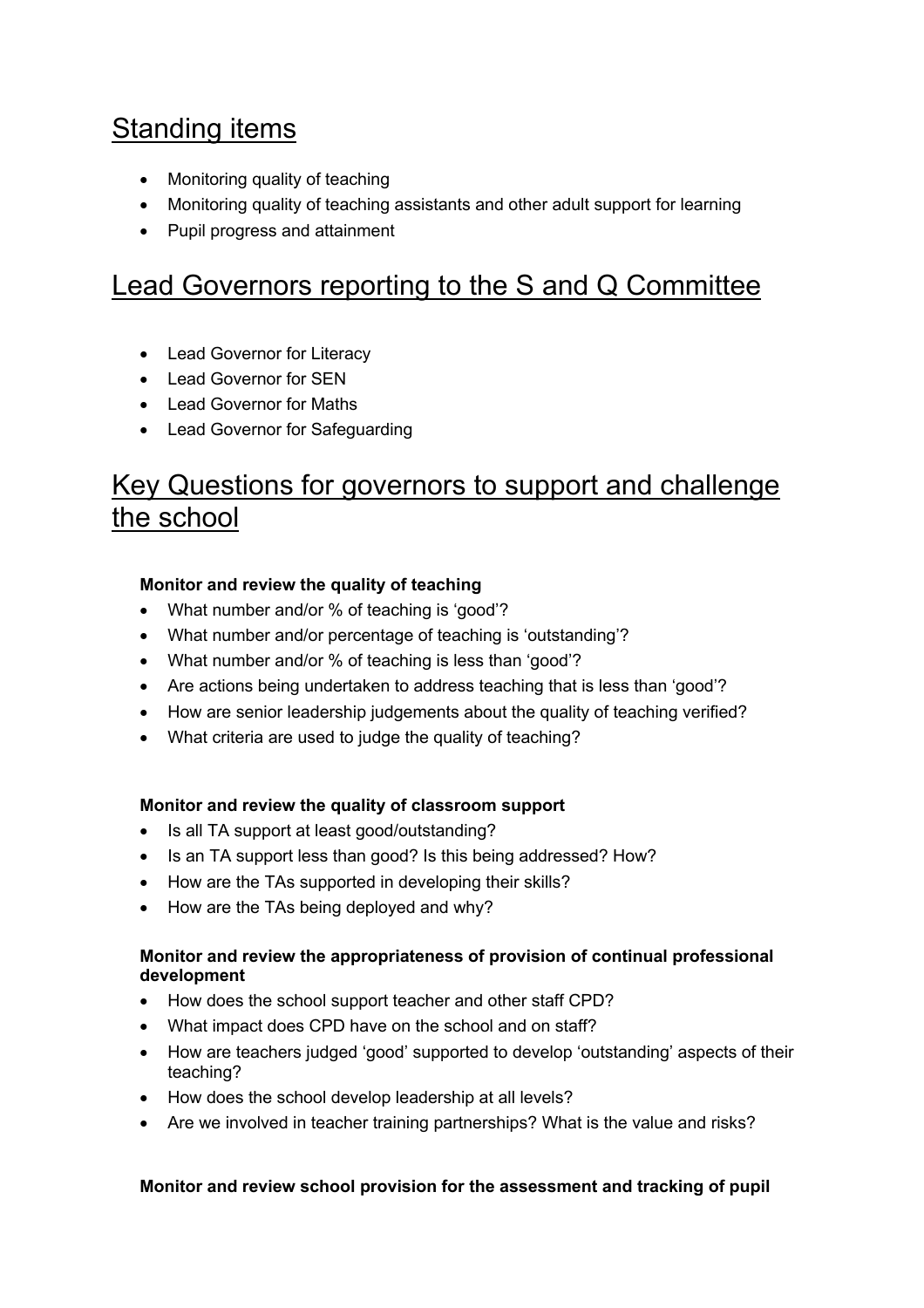## Standing items

- Monitoring quality of teaching
- Monitoring quality of teaching assistants and other adult support for learning
- Pupil progress and attainment

## Lead Governors reporting to the S and Q Committee

- Lead Governor for Literacy
- Lead Governor for SEN
- Lead Governor for Maths
- Lead Governor for Safeguarding

## Key Questions for governors to support and challenge the school

**Monitor and review the quality of teaching**

- What number and/or % of teaching is 'good'?
- What number and/or percentage of teaching is 'outstanding'?
- What number and/or % of teaching is less than 'good'?
- Are actions being undertaken to address teaching that is less than 'good'?
- How are senior leadership judgements about the quality of teaching verified?
- What criteria are used to judge the quality of teaching?

**Monitor and review the quality of classroom support**

- Is all TA support at least good/outstanding?
- Is an TA support less than good? Is this being addressed? How?
- How are the TAs supported in developing their skills?
- How are the TAs being deployed and why?

**Monitor and review the appropriateness of provision of continual professional development**

- How does the school support teacher and other staff CPD?
- What impact does CPD have on the school and on staff?
- How are teachers judged 'good' supported to develop 'outstanding' aspects of their teaching?
- How does the school develop leadership at all levels?
- Are we involved in teacher training partnerships? What is the value and risks?

**Monitor and review school provision for the assessment and tracking of pupil**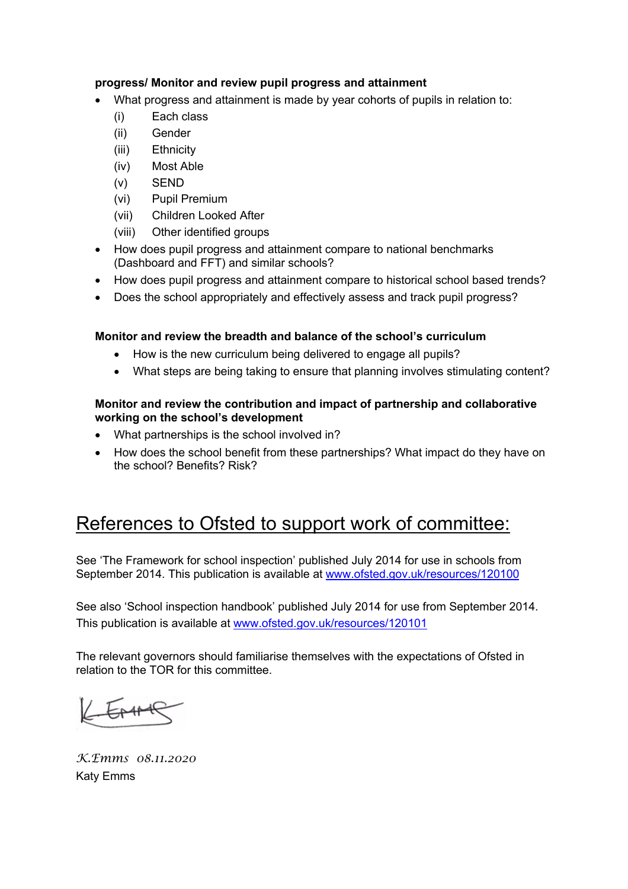**progress/ Monitor and review pupil progress and attainment**

- What progress and attainment is made by year cohorts of pupils in relation to:
  - (i) Each class
  - (ii) Gender
  - (iii) Ethnicity
  - (iv) Most Able
  - (v) SEND
  - (vi) Pupil Premium
  - (vii) Children Looked After
  - (viii) Other identified groups
- How does pupil progress and attainment compare to national benchmarks (Dashboard and FFT) and similar schools?
- How does pupil progress and attainment compare to historical school based trends?
- Does the school appropriately and effectively assess and track pupil progress?

**Monitor and review the breadth and balance of the school's curriculum**

- How is the new curriculum being delivered to engage all pupils?
- What steps are being taking to ensure that planning involves stimulating content?

**Monitor and review the contribution and impact of partnership and collaborative working on the school's development**

- What partnerships is the school involved in?
- How does the school benefit from these partnerships? What impact do they have on the school? Benefits? Risk?

# References to Ofsted to support work of committee:

See 'The Framework for school inspection' published July 2014 for use in schools from September 2014. This publication is available at www.ofsted.gov.uk/resources/120100

See also 'School inspection handbook' published July 2014 for use from September 2014. This publication is available at www.ofsted.gov.uk/resources/120101

The relevant governors should familiarise themselves with the expectations of Ofsted in relation to the TOR for this committee.

*K.Emms 08.11.2020*

Katy Emms